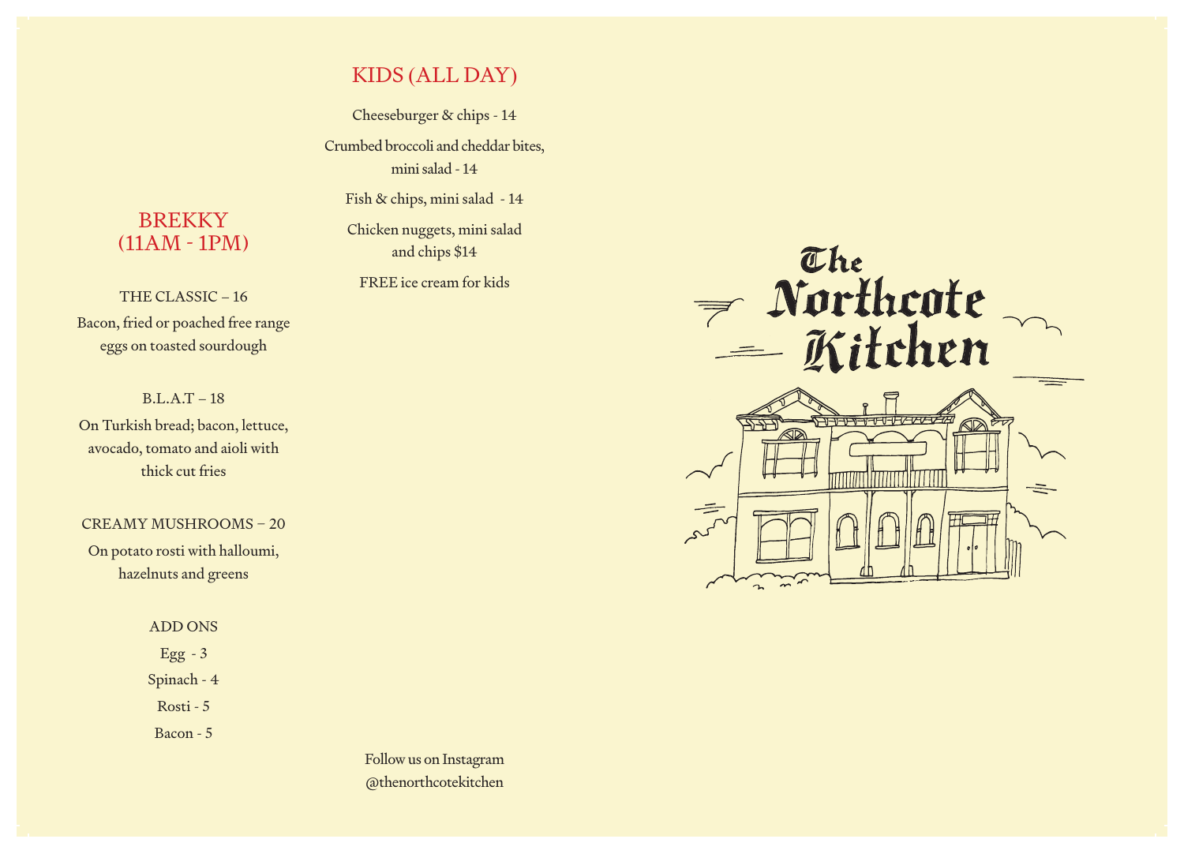## BREKKY (11AM - 1PM)

THE CLASSIC – 16

Bacon, fried or poached free range eggs on toasted sourdough

B.L.A.T – 18

On Turkish bread; bacon, lettuce, avocado, tomato and aioli with thick cut fries

CREAMY MUSHROOMS – 20

On potato rosti with halloumi, hazelnuts and greens

ADD ONS

Egg - 3

Spinach - 4

Rosti - 5

Bacon - 5

## KIDS (ALL DAY)

Cheeseburger & chips - 14

Crumbed broccoli and cheddar bites, mini salad - 14

Fish & chips, mini salad - 14

Chicken nuggets, mini salad and chips $14

FREE ice cream for kids

Follow us on Instagram
@thenorthcotekitchen

# The Northcote Kitchen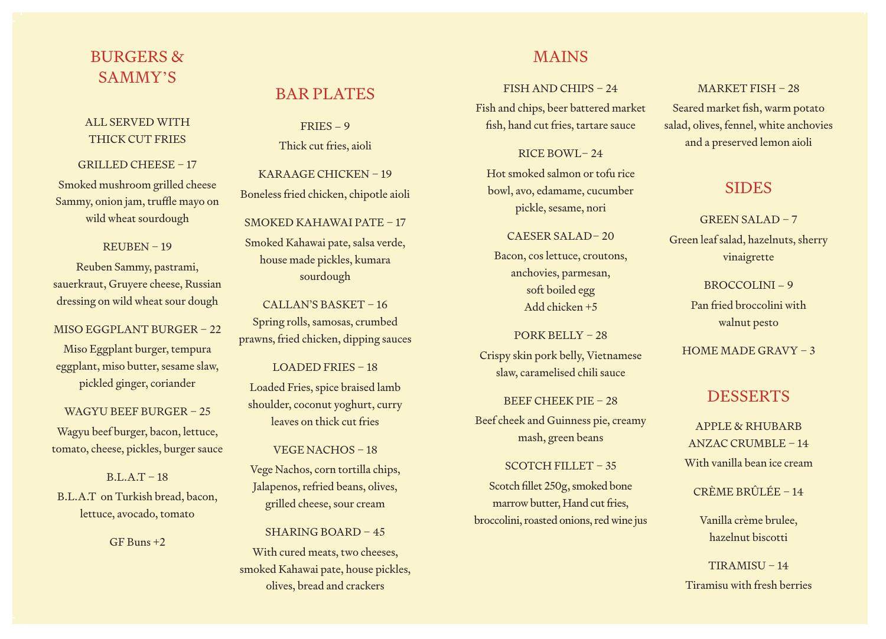## BURGERS & SAMMY'S

ALL SERVED WITH THICK CUT FRIES

GRILLED CHEESE – 17

Smoked mushroom grilled cheese Sammy, onion jam, truffle mayo on wild wheat sourdough

REUBEN – 19

Reuben Sammy, pastrami, sauerkraut, Gruyere cheese, Russian dressing on wild wheat sour dough

MISO EGGPLANT BURGER – 22

Miso Eggplant burger, tempura eggplant, miso butter, sesame slaw, pickled ginger, coriander

WAGYU BEEF BURGER – 25

Wagyu beef burger, bacon, lettuce, tomato, cheese, pickles, burger sauce

B.L.A.T – 18

B.L.A.T on Turkish bread, bacon, lettuce, avocado, tomato

GF Buns +2

## BAR PLATES

FRIES – 9

Thick cut fries, aioli

KARAAGE CHICKEN – 19

Boneless fried chicken, chipotle aioli

SMOKED KAHAWAI PATE – 17

Smoked Kahawai pate, salsa verde, house made pickles, kumara sourdough

CALLAN'S BASKET – 16

Spring rolls, samosas, crumbed prawns, fried chicken, dipping sauces

LOADED FRIES – 18

Loaded Fries, spice braised lamb shoulder, coconut yoghurt, curry leaves on thick cut fries

VEGE NACHOS – 18

Vege Nachos, corn tortilla chips, Jalapenos, refried beans, olives, grilled cheese, sour cream

SHARING BOARD – 45

With cured meats, two cheeses, smoked Kahawai pate, house pickles, olives, bread and crackers

## MAINS

FISH AND CHIPS – 24

Fish and chips, beer battered market fish, hand cut fries, tartare sauce

RICE BOWL– 24

Hot smoked salmon or tofu rice bowl, avo, edamame, cucumber pickle, sesame, nori

CAESER SALAD– 20

Bacon, cos lettuce, croutons, anchovies, parmesan, soft boiled egg
Add chicken +5

PORK BELLY – 28

Crispy skin pork belly, Vietnamese slaw, caramelised chili sauce

BEEF CHEEK PIE – 28

Beef cheek and Guinness pie, creamy mash, green beans

SCOTCH FILLET – 35

Scotch fillet 250g, smoked bone marrow butter, Hand cut fries, broccolini, roasted onions, red wine jus

MARKET FISH – 28

Seared market fish, warm potato salad, olives, fennel, white anchovies and a preserved lemon aioli

## SIDES

GREEN SALAD – 7

Green leaf salad, hazelnuts, sherry vinaigrette

BROCCOLINI – 9

Pan fried broccolini with walnut pesto

HOME MADE GRAVY – 3

## DESSERTS

APPLE & RHUBARB ANZAC CRUMBLE – 14

With vanilla bean ice cream

CRÈME BRÛLÉE – 14

Vanilla crème brulee, hazelnut biscotti

TIRAMISU – 14

Tiramisu with fresh berries